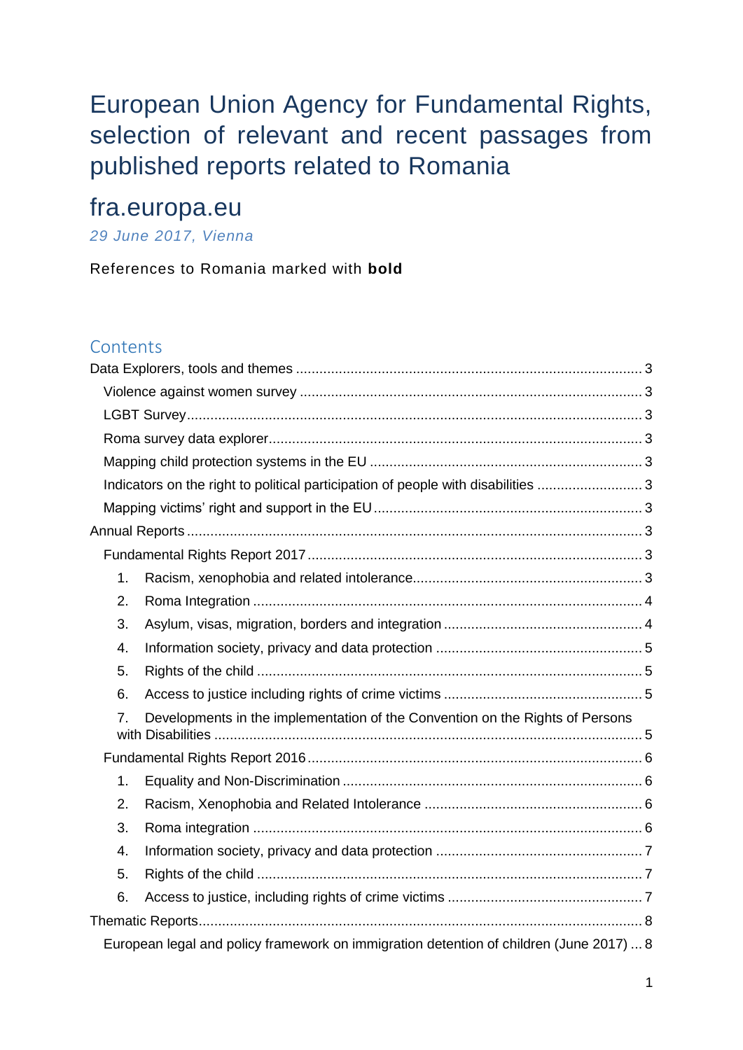# European Union Agency for Fundamental Rights, selection of relevant and recent passages from published reports related to Romania

## fra.europa.eu

*29 June 2017, Vienna*

References to Romania marked with **bold**

## Contents

- Data Explorers, tools and themes ..... 3
  - Violence against women survey ..... 3
  - LGBT Survey ..... 3
  - Roma survey data explorer ..... 3
  - Mapping child protection systems in the EU ..... 3
  - Indicators on the right to political participation of people with disabilities ..... 3
  - Mapping victims' right and support in the EU ..... 3
- Annual Reports ..... 3
  - Fundamental Rights Report 2017 ..... 3
    1. Racism, xenophobia and related intolerance ..... 3
    2. Roma Integration ..... 4
    3. Asylum, visas, migration, borders and integration ..... 4
    4. Information society, privacy and data protection ..... 5
    5. Rights of the child ..... 5
    6. Access to justice including rights of crime victims ..... 5
    7. Developments in the implementation of the Convention on the Rights of Persons with Disabilities ..... 5
  - Fundamental Rights Report 2016 ..... 6
    1. Equality and Non-Discrimination ..... 6
    2. Racism, Xenophobia and Related Intolerance ..... 6
    3. Roma integration ..... 6
    4. Information society, privacy and data protection ..... 7
    5. Rights of the child ..... 7
    6. Access to justice, including rights of crime victims ..... 7
- Thematic Reports ..... 8
  - European legal and policy framework on immigration detention of children (June 2017) ... 8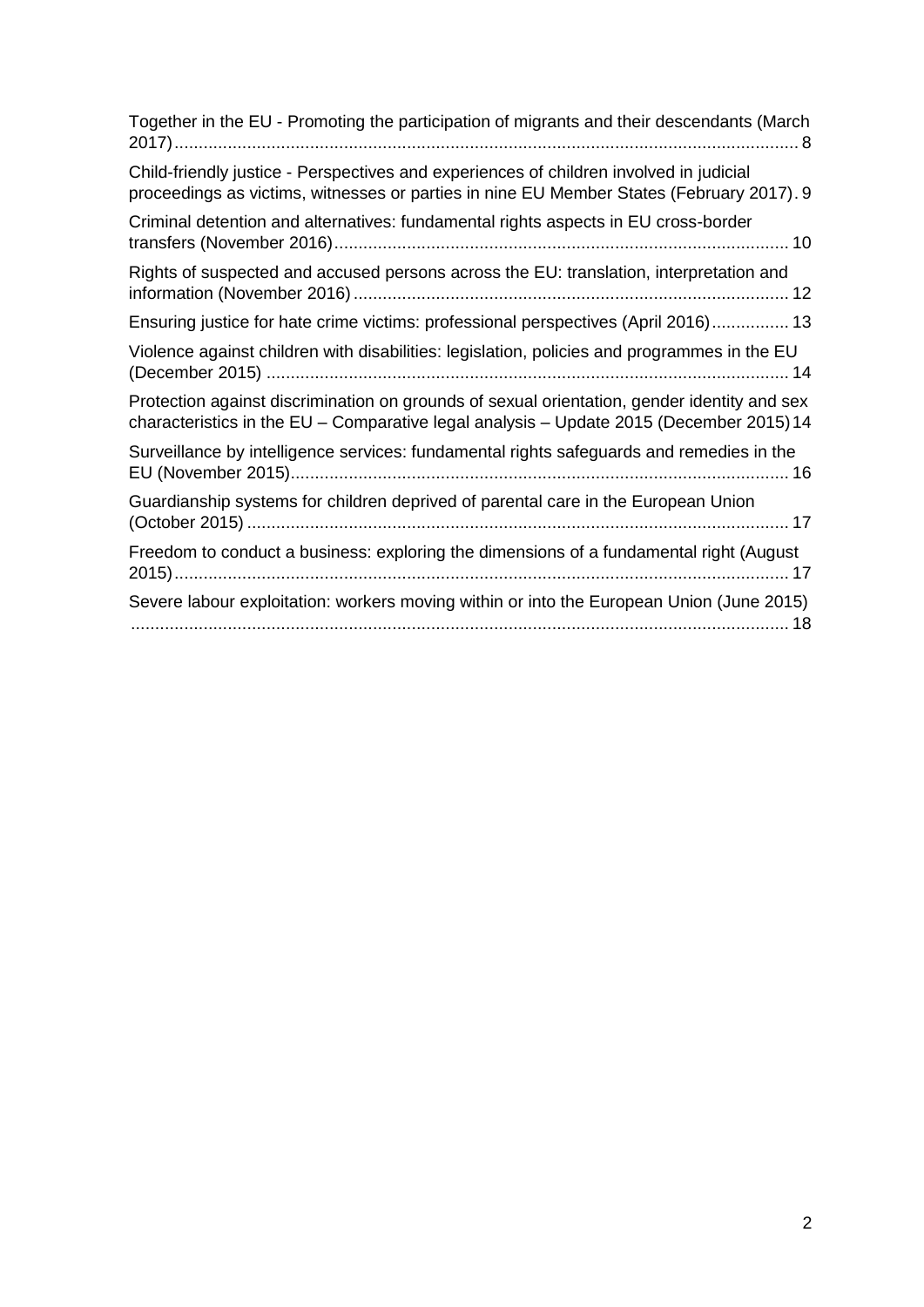Together in the EU - Promoting the participation of migrants and their descendants (March 2017) ... 8

Child-friendly justice - Perspectives and experiences of children involved in judicial proceedings as victims, witnesses or parties in nine EU Member States (February 2017) ... 9

Criminal detention and alternatives: fundamental rights aspects in EU cross-border transfers (November 2016) ... 10

Rights of suspected and accused persons across the EU: translation, interpretation and information (November 2016) ... 12

Ensuring justice for hate crime victims: professional perspectives (April 2016) ... 13

Violence against children with disabilities: legislation, policies and programmes in the EU (December 2015) ... 14

Protection against discrimination on grounds of sexual orientation, gender identity and sex characteristics in the EU – Comparative legal analysis – Update 2015 (December 2015) ... 14

Surveillance by intelligence services: fundamental rights safeguards and remedies in the EU (November 2015) ... 16

Guardianship systems for children deprived of parental care in the European Union (October 2015) ... 17

Freedom to conduct a business: exploring the dimensions of a fundamental right (August 2015) ... 17

Severe labour exploitation: workers moving within or into the European Union (June 2015) ... 18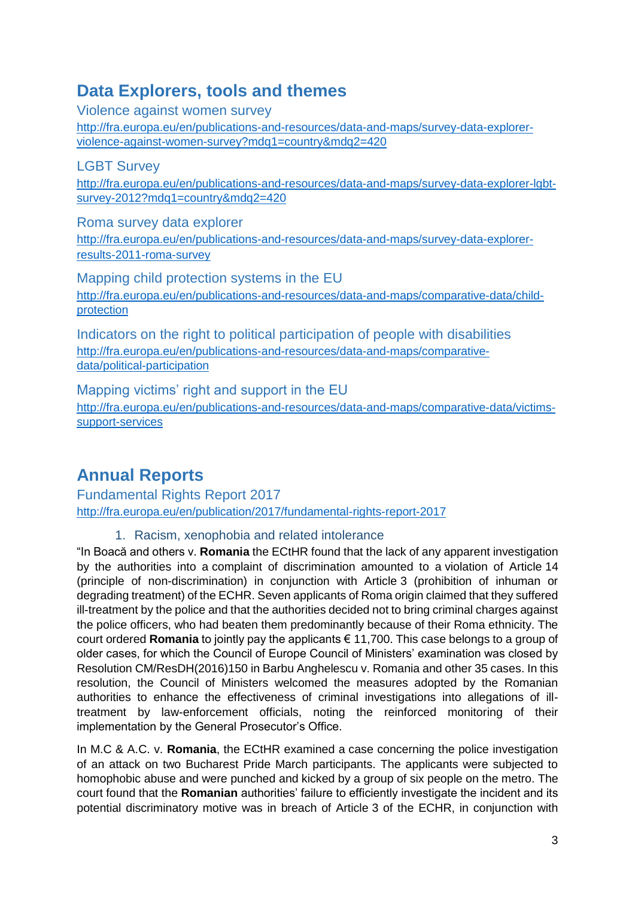## Data Explorers, tools and themes

### Violence against women survey

http://fra.europa.eu/en/publications-and-resources/data-and-maps/survey-data-explorer-violence-against-women-survey?mdq1=country&mdq2=420

### LGBT Survey

http://fra.europa.eu/en/publications-and-resources/data-and-maps/survey-data-explorer-lgbt-survey-2012?mdq1=country&mdq2=420

### Roma survey data explorer

http://fra.europa.eu/en/publications-and-resources/data-and-maps/survey-data-explorer-results-2011-roma-survey

### Mapping child protection systems in the EU

http://fra.europa.eu/en/publications-and-resources/data-and-maps/comparative-data/child-protection

### Indicators on the right to political participation of people with disabilities

http://fra.europa.eu/en/publications-and-resources/data-and-maps/comparative-data/political-participation

### Mapping victims' right and support in the EU

http://fra.europa.eu/en/publications-and-resources/data-and-maps/comparative-data/victims-support-services

## Annual Reports

### Fundamental Rights Report 2017

http://fra.europa.eu/en/publication/2017/fundamental-rights-report-2017

#### 1. Racism, xenophobia and related intolerance

"In Boacă and others v. **Romania** the ECtHR found that the lack of any apparent investigation by the authorities into a complaint of discrimination amounted to a violation of Article 14 (principle of non-discrimination) in conjunction with Article 3 (prohibition of inhuman or degrading treatment) of the ECHR. Seven applicants of Roma origin claimed that they suffered ill-treatment by the police and that the authorities decided not to bring criminal charges against the police officers, who had beaten them predominantly because of their Roma ethnicity. The court ordered **Romania** to jointly pay the applicants € 11,700. This case belongs to a group of older cases, for which the Council of Europe Council of Ministers' examination was closed by Resolution CM/ResDH(2016)150 in Barbu Anghelescu v. Romania and other 35 cases. In this resolution, the Council of Ministers welcomed the measures adopted by the Romanian authorities to enhance the effectiveness of criminal investigations into allegations of ill-treatment by law-enforcement officials, noting the reinforced monitoring of their implementation by the General Prosecutor's Office.

In M.C & A.C. v. **Romania**, the ECtHR examined a case concerning the police investigation of an attack on two Bucharest Pride March participants. The applicants were subjected to homophobic abuse and were punched and kicked by a group of six people on the metro. The court found that the **Romanian** authorities' failure to efficiently investigate the incident and its potential discriminatory motive was in breach of Article 3 of the ECHR, in conjunction with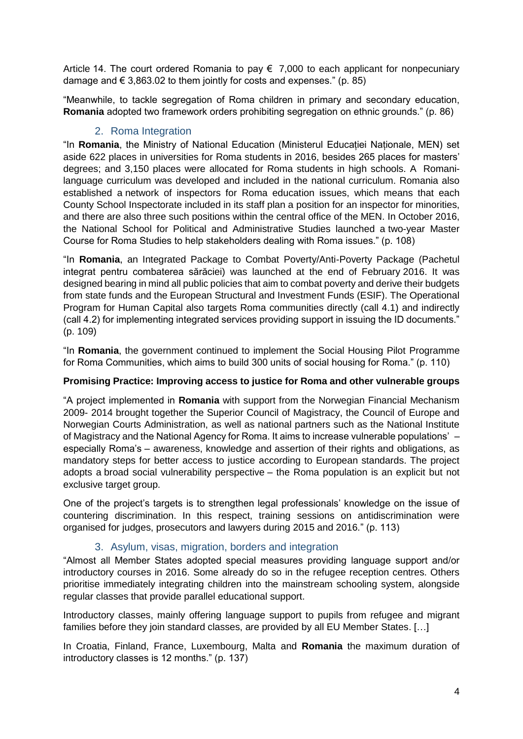Article 14. The court ordered Romania to pay € 7,000 to each applicant for nonpecuniary damage and € 3,863.02 to them jointly for costs and expenses." (p. 85)

"Meanwhile, to tackle segregation of Roma children in primary and secondary education, **Romania** adopted two framework orders prohibiting segregation on ethnic grounds." (p. 86)

## 2. Roma Integration

"In **Romania**, the Ministry of National Education (Ministerul Educației Naționale, MEN) set aside 622 places in universities for Roma students in 2016, besides 265 places for masters' degrees; and 3,150 places were allocated for Roma students in high schools. A Romani-language curriculum was developed and included in the national curriculum. Romania also established a network of inspectors for Roma education issues, which means that each County School Inspectorate included in its staff plan a position for an inspector for minorities, and there are also three such positions within the central office of the MEN. In October 2016, the National School for Political and Administrative Studies launched a two-year Master Course for Roma Studies to help stakeholders dealing with Roma issues." (p. 108)

"In **Romania**, an Integrated Package to Combat Poverty/Anti-Poverty Package (Pachetul integrat pentru combaterea sărăciei) was launched at the end of February 2016. It was designed bearing in mind all public policies that aim to combat poverty and derive their budgets from state funds and the European Structural and Investment Funds (ESIF). The Operational Program for Human Capital also targets Roma communities directly (call 4.1) and indirectly (call 4.2) for implementing integrated services providing support in issuing the ID documents." (p. 109)

"In **Romania**, the government continued to implement the Social Housing Pilot Programme for Roma Communities, which aims to build 300 units of social housing for Roma." (p. 110)

**Promising Practice: Improving access to justice for Roma and other vulnerable groups**

"A project implemented in **Romania** with support from the Norwegian Financial Mechanism 2009- 2014 brought together the Superior Council of Magistracy, the Council of Europe and Norwegian Courts Administration, as well as national partners such as the National Institute of Magistracy and the National Agency for Roma. It aims to increase vulnerable populations' – especially Roma's – awareness, knowledge and assertion of their rights and obligations, as mandatory steps for better access to justice according to European standards. The project adopts a broad social vulnerability perspective – the Roma population is an explicit but not exclusive target group.

One of the project's targets is to strengthen legal professionals' knowledge on the issue of countering discrimination. In this respect, training sessions on antidiscrimination were organised for judges, prosecutors and lawyers during 2015 and 2016." (p. 113)

## 3. Asylum, visas, migration, borders and integration

"Almost all Member States adopted special measures providing language support and/or introductory courses in 2016. Some already do so in the refugee reception centres. Others prioritise immediately integrating children into the mainstream schooling system, alongside regular classes that provide parallel educational support.

Introductory classes, mainly offering language support to pupils from refugee and migrant families before they join standard classes, are provided by all EU Member States. […]

In Croatia, Finland, France, Luxembourg, Malta and **Romania** the maximum duration of introductory classes is 12 months." (p. 137)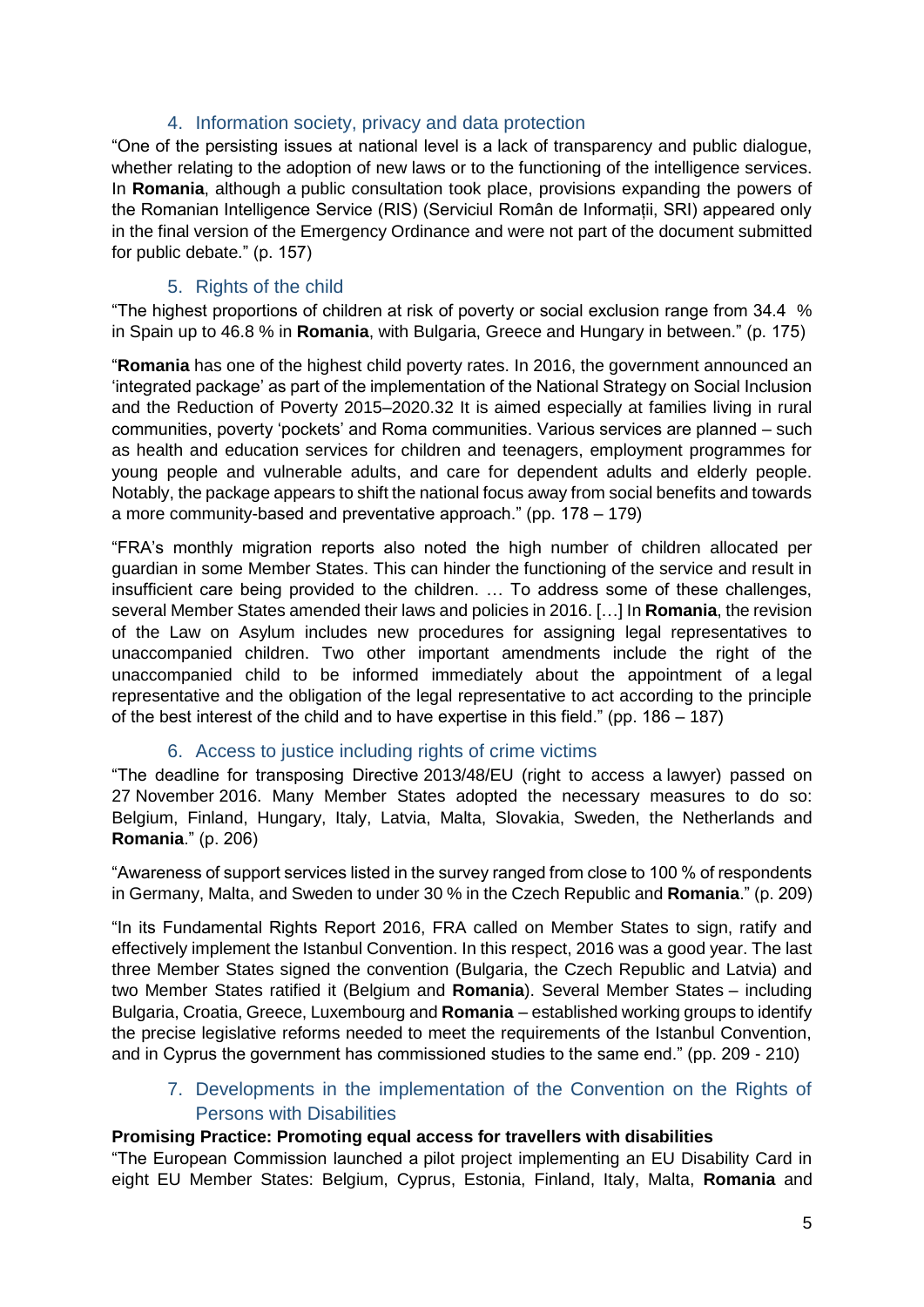## 4. Information society, privacy and data protection

"One of the persisting issues at national level is a lack of transparency and public dialogue, whether relating to the adoption of new laws or to the functioning of the intelligence services. In **Romania**, although a public consultation took place, provisions expanding the powers of the Romanian Intelligence Service (RIS) (Serviciul Român de Informații, SRI) appeared only in the final version of the Emergency Ordinance and were not part of the document submitted for public debate." (p. 157)

## 5. Rights of the child

"The highest proportions of children at risk of poverty or social exclusion range from 34.4 % in Spain up to 46.8 % in **Romania**, with Bulgaria, Greece and Hungary in between." (p. 175)

"**Romania** has one of the highest child poverty rates. In 2016, the government announced an 'integrated package' as part of the implementation of the National Strategy on Social Inclusion and the Reduction of Poverty 2015–2020.32 It is aimed especially at families living in rural communities, poverty 'pockets' and Roma communities. Various services are planned – such as health and education services for children and teenagers, employment programmes for young people and vulnerable adults, and care for dependent adults and elderly people. Notably, the package appears to shift the national focus away from social benefits and towards a more community-based and preventative approach." (pp. 178 – 179)

"FRA's monthly migration reports also noted the high number of children allocated per guardian in some Member States. This can hinder the functioning of the service and result in insufficient care being provided to the children. … To address some of these challenges, several Member States amended their laws and policies in 2016. […] In **Romania**, the revision of the Law on Asylum includes new procedures for assigning legal representatives to unaccompanied children. Two other important amendments include the right of the unaccompanied child to be informed immediately about the appointment of a legal representative and the obligation of the legal representative to act according to the principle of the best interest of the child and to have expertise in this field." (pp. 186 – 187)

## 6. Access to justice including rights of crime victims

"The deadline for transposing Directive 2013/48/EU (right to access a lawyer) passed on 27 November 2016. Many Member States adopted the necessary measures to do so: Belgium, Finland, Hungary, Italy, Latvia, Malta, Slovakia, Sweden, the Netherlands and **Romania**." (p. 206)

"Awareness of support services listed in the survey ranged from close to 100 % of respondents in Germany, Malta, and Sweden to under 30 % in the Czech Republic and **Romania**." (p. 209)

"In its Fundamental Rights Report 2016, FRA called on Member States to sign, ratify and effectively implement the Istanbul Convention. In this respect, 2016 was a good year. The last three Member States signed the convention (Bulgaria, the Czech Republic and Latvia) and two Member States ratified it (Belgium and **Romania**). Several Member States – including Bulgaria, Croatia, Greece, Luxembourg and **Romania** – established working groups to identify the precise legislative reforms needed to meet the requirements of the Istanbul Convention, and in Cyprus the government has commissioned studies to the same end." (pp. 209 - 210)

## 7. Developments in the implementation of the Convention on the Rights of Persons with Disabilities

**Promising Practice: Promoting equal access for travellers with disabilities**

"The European Commission launched a pilot project implementing an EU Disability Card in eight EU Member States: Belgium, Cyprus, Estonia, Finland, Italy, Malta, **Romania** and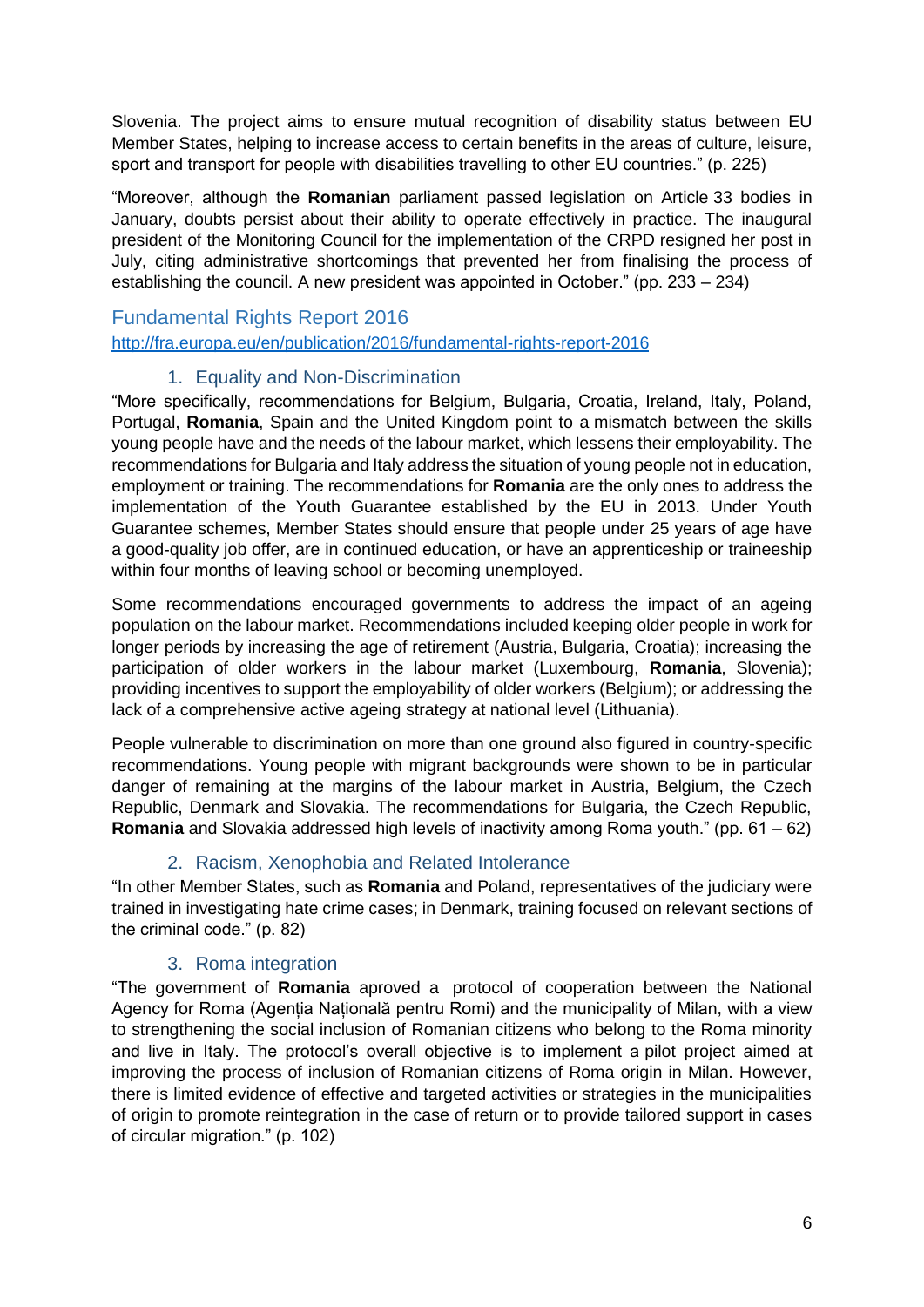Slovenia. The project aims to ensure mutual recognition of disability status between EU Member States, helping to increase access to certain benefits in the areas of culture, leisure, sport and transport for people with disabilities travelling to other EU countries." (p. 225)

"Moreover, although the **Romanian** parliament passed legislation on Article 33 bodies in January, doubts persist about their ability to operate effectively in practice. The inaugural president of the Monitoring Council for the implementation of the CRPD resigned her post in July, citing administrative shortcomings that prevented her from finalising the process of establishing the council. A new president was appointed in October." (pp. 233 – 234)

## Fundamental Rights Report 2016

http://fra.europa.eu/en/publication/2016/fundamental-rights-report-2016

### 1. Equality and Non-Discrimination

"More specifically, recommendations for Belgium, Bulgaria, Croatia, Ireland, Italy, Poland, Portugal, **Romania**, Spain and the United Kingdom point to a mismatch between the skills young people have and the needs of the labour market, which lessens their employability. The recommendations for Bulgaria and Italy address the situation of young people not in education, employment or training. The recommendations for **Romania** are the only ones to address the implementation of the Youth Guarantee established by the EU in 2013. Under Youth Guarantee schemes, Member States should ensure that people under 25 years of age have a good-quality job offer, are in continued education, or have an apprenticeship or traineeship within four months of leaving school or becoming unemployed.

Some recommendations encouraged governments to address the impact of an ageing population on the labour market. Recommendations included keeping older people in work for longer periods by increasing the age of retirement (Austria, Bulgaria, Croatia); increasing the participation of older workers in the labour market (Luxembourg, **Romania**, Slovenia); providing incentives to support the employability of older workers (Belgium); or addressing the lack of a comprehensive active ageing strategy at national level (Lithuania).

People vulnerable to discrimination on more than one ground also figured in country-specific recommendations. Young people with migrant backgrounds were shown to be in particular danger of remaining at the margins of the labour market in Austria, Belgium, the Czech Republic, Denmark and Slovakia. The recommendations for Bulgaria, the Czech Republic, **Romania** and Slovakia addressed high levels of inactivity among Roma youth." (pp. 61 – 62)

### 2. Racism, Xenophobia and Related Intolerance

"In other Member States, such as **Romania** and Poland, representatives of the judiciary were trained in investigating hate crime cases; in Denmark, training focused on relevant sections of the criminal code." (p. 82)

### 3. Roma integration

"The government of **Romania** aproved a protocol of cooperation between the National Agency for Roma (Agenția Națională pentru Romi) and the municipality of Milan, with a view to strengthening the social inclusion of Romanian citizens who belong to the Roma minority and live in Italy. The protocol's overall objective is to implement a pilot project aimed at improving the process of inclusion of Romanian citizens of Roma origin in Milan. However, there is limited evidence of effective and targeted activities or strategies in the municipalities of origin to promote reintegration in the case of return or to provide tailored support in cases of circular migration." (p. 102)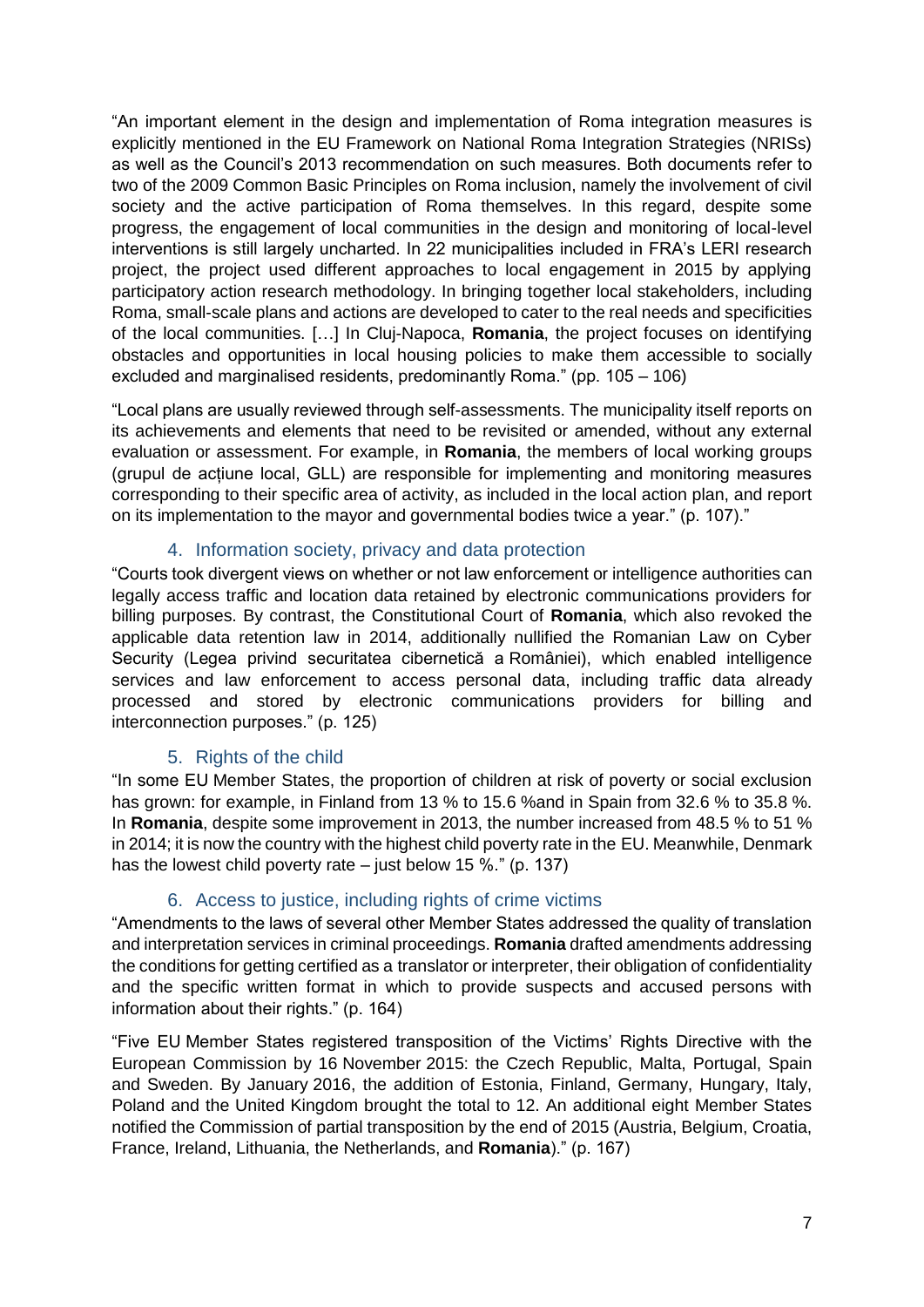"An important element in the design and implementation of Roma integration measures is explicitly mentioned in the EU Framework on National Roma Integration Strategies (NRISs) as well as the Council's 2013 recommendation on such measures. Both documents refer to two of the 2009 Common Basic Principles on Roma inclusion, namely the involvement of civil society and the active participation of Roma themselves. In this regard, despite some progress, the engagement of local communities in the design and monitoring of local-level interventions is still largely uncharted. In 22 municipalities included in FRA's LERI research project, the project used different approaches to local engagement in 2015 by applying participatory action research methodology. In bringing together local stakeholders, including Roma, small-scale plans and actions are developed to cater to the real needs and specificities of the local communities. […] In Cluj-Napoca, **Romania**, the project focuses on identifying obstacles and opportunities in local housing policies to make them accessible to socially excluded and marginalised residents, predominantly Roma." (pp. 105 – 106)

"Local plans are usually reviewed through self-assessments. The municipality itself reports on its achievements and elements that need to be revisited or amended, without any external evaluation or assessment. For example, in **Romania**, the members of local working groups (grupul de acțiune local, GLL) are responsible for implementing and monitoring measures corresponding to their specific area of activity, as included in the local action plan, and report on its implementation to the mayor and governmental bodies twice a year." (p. 107)."

## 4. Information society, privacy and data protection

"Courts took divergent views on whether or not law enforcement or intelligence authorities can legally access traffic and location data retained by electronic communications providers for billing purposes. By contrast, the Constitutional Court of **Romania**, which also revoked the applicable data retention law in 2014, additionally nullified the Romanian Law on Cyber Security (Legea privind securitatea cibernetică a României), which enabled intelligence services and law enforcement to access personal data, including traffic data already processed and stored by electronic communications providers for billing and interconnection purposes." (p. 125)

## 5. Rights of the child

"In some EU Member States, the proportion of children at risk of poverty or social exclusion has grown: for example, in Finland from 13 % to 15.6 %and in Spain from 32.6 % to 35.8 %. In **Romania**, despite some improvement in 2013, the number increased from 48.5 % to 51 % in 2014; it is now the country with the highest child poverty rate in the EU. Meanwhile, Denmark has the lowest child poverty rate – just below 15 %." (p. 137)

## 6. Access to justice, including rights of crime victims

"Amendments to the laws of several other Member States addressed the quality of translation and interpretation services in criminal proceedings. **Romania** drafted amendments addressing the conditions for getting certified as a translator or interpreter, their obligation of confidentiality and the specific written format in which to provide suspects and accused persons with information about their rights." (p. 164)

"Five EU Member States registered transposition of the Victims' Rights Directive with the European Commission by 16 November 2015: the Czech Republic, Malta, Portugal, Spain and Sweden. By January 2016, the addition of Estonia, Finland, Germany, Hungary, Italy, Poland and the United Kingdom brought the total to 12. An additional eight Member States notified the Commission of partial transposition by the end of 2015 (Austria, Belgium, Croatia, France, Ireland, Lithuania, the Netherlands, and **Romania**)." (p. 167)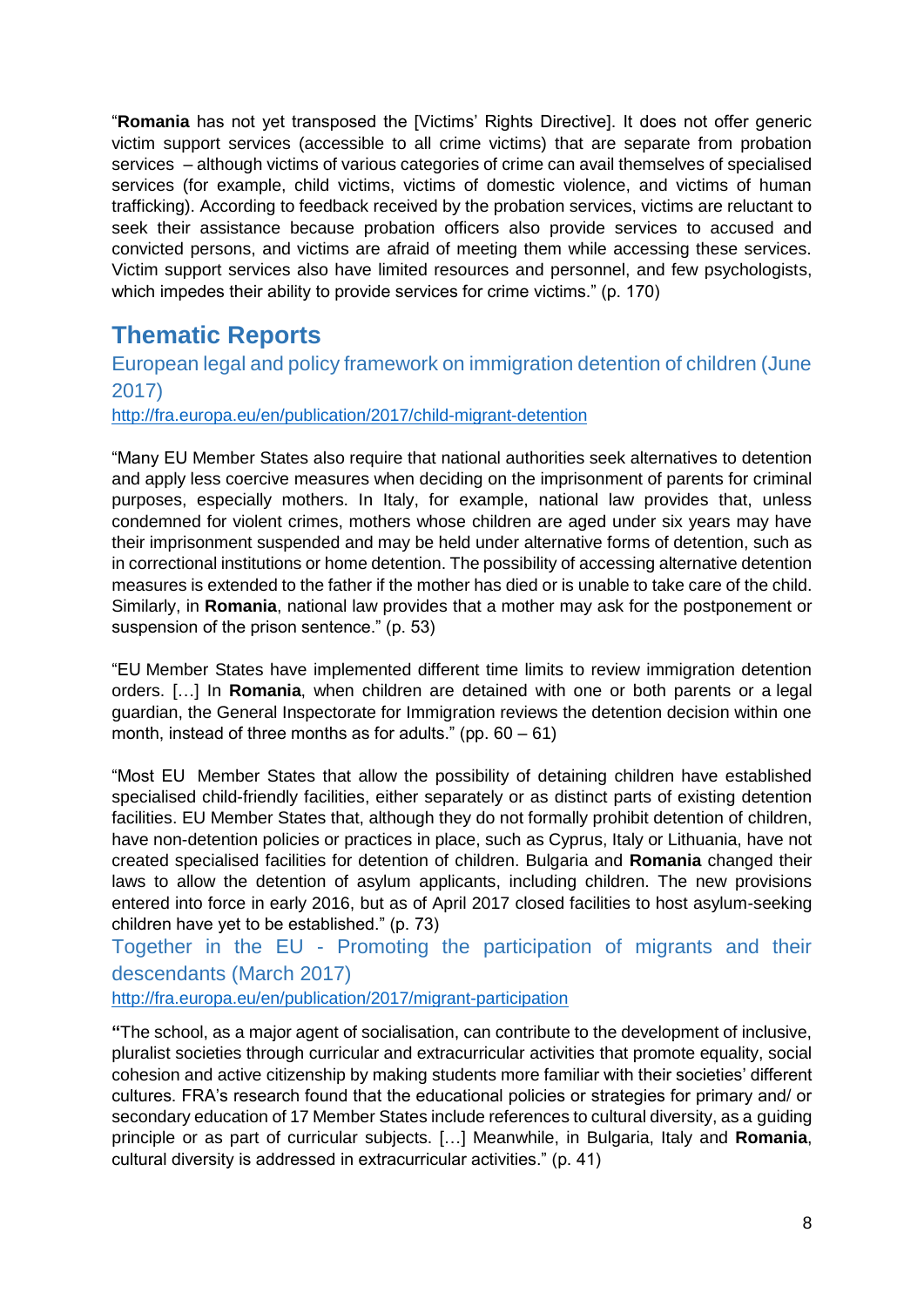"**Romania** has not yet transposed the [Victims' Rights Directive]. It does not offer generic victim support services (accessible to all crime victims) that are separate from probation services – although victims of various categories of crime can avail themselves of specialised services (for example, child victims, victims of domestic violence, and victims of human trafficking). According to feedback received by the probation services, victims are reluctant to seek their assistance because probation officers also provide services to accused and convicted persons, and victims are afraid of meeting them while accessing these services. Victim support services also have limited resources and personnel, and few psychologists, which impedes their ability to provide services for crime victims." (p. 170)

## Thematic Reports

### European legal and policy framework on immigration detention of children (June 2017)

http://fra.europa.eu/en/publication/2017/child-migrant-detention

"Many EU Member States also require that national authorities seek alternatives to detention and apply less coercive measures when deciding on the imprisonment of parents for criminal purposes, especially mothers. In Italy, for example, national law provides that, unless condemned for violent crimes, mothers whose children are aged under six years may have their imprisonment suspended and may be held under alternative forms of detention, such as in correctional institutions or home detention. The possibility of accessing alternative detention measures is extended to the father if the mother has died or is unable to take care of the child. Similarly, in **Romania**, national law provides that a mother may ask for the postponement or suspension of the prison sentence." (p. 53)

"EU Member States have implemented different time limits to review immigration detention orders. […] In **Romania**, when children are detained with one or both parents or a legal guardian, the General Inspectorate for Immigration reviews the detention decision within one month, instead of three months as for adults." (pp. 60 – 61)

"Most EU Member States that allow the possibility of detaining children have established specialised child-friendly facilities, either separately or as distinct parts of existing detention facilities. EU Member States that, although they do not formally prohibit detention of children, have non-detention policies or practices in place, such as Cyprus, Italy or Lithuania, have not created specialised facilities for detention of children. Bulgaria and **Romania** changed their laws to allow the detention of asylum applicants, including children. The new provisions entered into force in early 2016, but as of April 2017 closed facilities to host asylum-seeking children have yet to be established." (p. 73)

### Together in the EU - Promoting the participation of migrants and their descendants (March 2017)

http://fra.europa.eu/en/publication/2017/migrant-participation

**"**The school, as a major agent of socialisation, can contribute to the development of inclusive, pluralist societies through curricular and extracurricular activities that promote equality, social cohesion and active citizenship by making students more familiar with their societies' different cultures. FRA's research found that the educational policies or strategies for primary and/ or secondary education of 17 Member States include references to cultural diversity, as a guiding principle or as part of curricular subjects. […] Meanwhile, in Bulgaria, Italy and **Romania**, cultural diversity is addressed in extracurricular activities." (p. 41)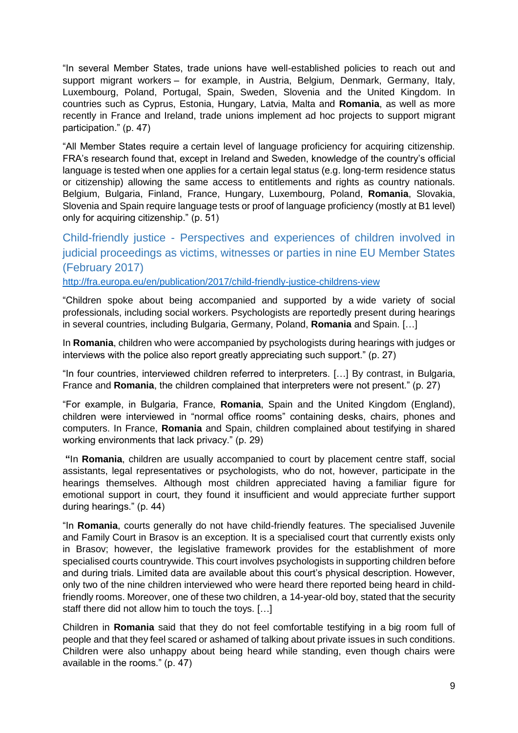"In several Member States, trade unions have well-established policies to reach out and support migrant workers – for example, in Austria, Belgium, Denmark, Germany, Italy, Luxembourg, Poland, Portugal, Spain, Sweden, Slovenia and the United Kingdom. In countries such as Cyprus, Estonia, Hungary, Latvia, Malta and **Romania**, as well as more recently in France and Ireland, trade unions implement ad hoc projects to support migrant participation." (p. 47)

"All Member States require a certain level of language proficiency for acquiring citizenship. FRA's research found that, except in Ireland and Sweden, knowledge of the country's official language is tested when one applies for a certain legal status (e.g. long-term residence status or citizenship) allowing the same access to entitlements and rights as country nationals. Belgium, Bulgaria, Finland, France, Hungary, Luxembourg, Poland, **Romania**, Slovakia, Slovenia and Spain require language tests or proof of language proficiency (mostly at B1 level) only for acquiring citizenship." (p. 51)

## Child-friendly justice - Perspectives and experiences of children involved in judicial proceedings as victims, witnesses or parties in nine EU Member States (February 2017)

http://fra.europa.eu/en/publication/2017/child-friendly-justice-childrens-view

"Children spoke about being accompanied and supported by a wide variety of social professionals, including social workers. Psychologists are reportedly present during hearings in several countries, including Bulgaria, Germany, Poland, **Romania** and Spain. […]

In **Romania**, children who were accompanied by psychologists during hearings with judges or interviews with the police also report greatly appreciating such support." (p. 27)

"In four countries, interviewed children referred to interpreters. […] By contrast, in Bulgaria, France and **Romania**, the children complained that interpreters were not present." (p. 27)

"For example, in Bulgaria, France, **Romania**, Spain and the United Kingdom (England), children were interviewed in "normal office rooms" containing desks, chairs, phones and computers. In France, **Romania** and Spain, children complained about testifying in shared working environments that lack privacy." (p. 29)

**"**In **Romania**, children are usually accompanied to court by placement centre staff, social assistants, legal representatives or psychologists, who do not, however, participate in the hearings themselves. Although most children appreciated having a familiar figure for emotional support in court, they found it insufficient and would appreciate further support during hearings." (p. 44)

"In **Romania**, courts generally do not have child-friendly features. The specialised Juvenile and Family Court in Brasov is an exception. It is a specialised court that currently exists only in Brasov; however, the legislative framework provides for the establishment of more specialised courts countrywide. This court involves psychologists in supporting children before and during trials. Limited data are available about this court's physical description. However, only two of the nine children interviewed who were heard there reported being heard in child-friendly rooms. Moreover, one of these two children, a 14-year-old boy, stated that the security staff there did not allow him to touch the toys. […]

Children in **Romania** said that they do not feel comfortable testifying in a big room full of people and that they feel scared or ashamed of talking about private issues in such conditions. Children were also unhappy about being heard while standing, even though chairs were available in the rooms." (p. 47)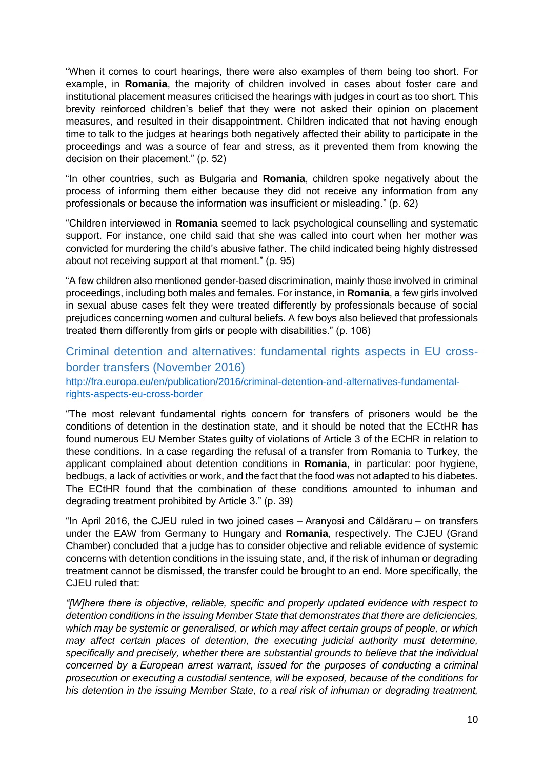"When it comes to court hearings, there were also examples of them being too short. For example, in **Romania**, the majority of children involved in cases about foster care and institutional placement measures criticised the hearings with judges in court as too short. This brevity reinforced children's belief that they were not asked their opinion on placement measures, and resulted in their disappointment. Children indicated that not having enough time to talk to the judges at hearings both negatively affected their ability to participate in the proceedings and was a source of fear and stress, as it prevented them from knowing the decision on their placement." (p. 52)

"In other countries, such as Bulgaria and **Romania**, children spoke negatively about the process of informing them either because they did not receive any information from any professionals or because the information was insufficient or misleading." (p. 62)

"Children interviewed in **Romania** seemed to lack psychological counselling and systematic support. For instance, one child said that she was called into court when her mother was convicted for murdering the child's abusive father. The child indicated being highly distressed about not receiving support at that moment." (p. 95)

"A few children also mentioned gender-based discrimination, mainly those involved in criminal proceedings, including both males and females. For instance, in **Romania**, a few girls involved in sexual abuse cases felt they were treated differently by professionals because of social prejudices concerning women and cultural beliefs. A few boys also believed that professionals treated them differently from girls or people with disabilities." (p. 106)

## Criminal detention and alternatives: fundamental rights aspects in EU cross-border transfers (November 2016)

[http://fra.europa.eu/en/publication/2016/criminal-detention-and-alternatives-fundamental-rights-aspects-eu-cross-border](http://fra.europa.eu/en/publication/2016/criminal-detention-and-alternatives-fundamental-rights-aspects-eu-cross-border)

"The most relevant fundamental rights concern for transfers of prisoners would be the conditions of detention in the destination state, and it should be noted that the ECtHR has found numerous EU Member States guilty of violations of Article 3 of the ECHR in relation to these conditions. In a case regarding the refusal of a transfer from Romania to Turkey, the applicant complained about detention conditions in **Romania**, in particular: poor hygiene, bedbugs, a lack of activities or work, and the fact that the food was not adapted to his diabetes. The ECtHR found that the combination of these conditions amounted to inhuman and degrading treatment prohibited by Article 3." (p. 39)

"In April 2016, the CJEU ruled in two joined cases – Aranyosi and Căldăraru – on transfers under the EAW from Germany to Hungary and **Romania**, respectively. The CJEU (Grand Chamber) concluded that a judge has to consider objective and reliable evidence of systemic concerns with detention conditions in the issuing state, and, if the risk of inhuman or degrading treatment cannot be dismissed, the transfer could be brought to an end. More specifically, the CJEU ruled that:

*"[W]here there is objective, reliable, specific and properly updated evidence with respect to detention conditions in the issuing Member State that demonstrates that there are deficiencies, which may be systemic or generalised, or which may affect certain groups of people, or which may affect certain places of detention, the executing judicial authority must determine, specifically and precisely, whether there are substantial grounds to believe that the individual concerned by a European arrest warrant, issued for the purposes of conducting a criminal prosecution or executing a custodial sentence, will be exposed, because of the conditions for his detention in the issuing Member State, to a real risk of inhuman or degrading treatment,*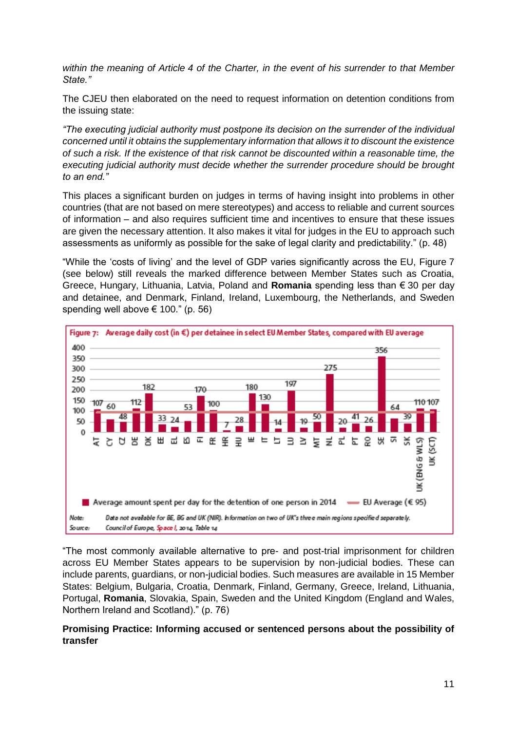*within the meaning of Article 4 of the Charter, in the event of his surrender to that Member State."*

The CJEU then elaborated on the need to request information on detention conditions from the issuing state:

*"The executing judicial authority must postpone its decision on the surrender of the individual concerned until it obtains the supplementary information that allows it to discount the existence of such a risk. If the existence of that risk cannot be discounted within a reasonable time, the executing judicial authority must decide whether the surrender procedure should be brought to an end."*

This places a significant burden on judges in terms of having insight into problems in other countries (that are not based on mere stereotypes) and access to reliable and current sources of information – and also requires sufficient time and incentives to ensure that these issues are given the necessary attention. It also makes it vital for judges in the EU to approach such assessments as uniformly as possible for the sake of legal clarity and predictability." (p. 48)

"While the 'costs of living' and the level of GDP varies significantly across the EU, Figure 7 (see below) still reveals the marked difference between Member States such as Croatia, Greece, Hungary, Lithuania, Latvia, Poland and **Romania** spending less than € 30 per day and detainee, and Denmark, Finland, Ireland, Luxembourg, the Netherlands, and Sweden spending well above € 100." (p. 56)

**Figure 7: Average daily cost (in €) per detainee in select EU Member States, compared with EU average**

| AT | CY | CZ | DE | DK | EE | EL | ES | FI | FR | HR | HU | IE | IT | LT | LU | LV | MT | NL | PL | PT | RO | SE | SI | SK | UK (ENG & WLS) | UK (SCT) |
|---|---|---|---|---|---|---|---|---|---|---|---|---|---|---|---|---|---|---|---|---|---|---|---|---|---|---|
| 107 | 60 | 48 | 112 | 182 | 33 | 24 | 53 | 170 | 100 | 7 | 28 | 180 | 130 | 14 | 197 | 19 | 50 | 275 | 20 | 41 | 26 | 356 | 64 | 39 | 110 | 107 |

Average amount spent per day for the detention of one person in 2014 — EU Average (€ 95)

Note: Data not available for BE, BG and UK (NIR). Information on two of UK's three main regions specified separately.
Source: Council of Europe, Space I, 2014, Table 14

"The most commonly available alternative to pre- and post-trial imprisonment for children across EU Member States appears to be supervision by non-judicial bodies. These can include parents, guardians, or non-judicial bodies. Such measures are available in 15 Member States: Belgium, Bulgaria, Croatia, Denmark, Finland, Germany, Greece, Ireland, Lithuania, Portugal, **Romania**, Slovakia, Spain, Sweden and the United Kingdom (England and Wales, Northern Ireland and Scotland)." (p. 76)

**Promising Practice: Informing accused or sentenced persons about the possibility of transfer**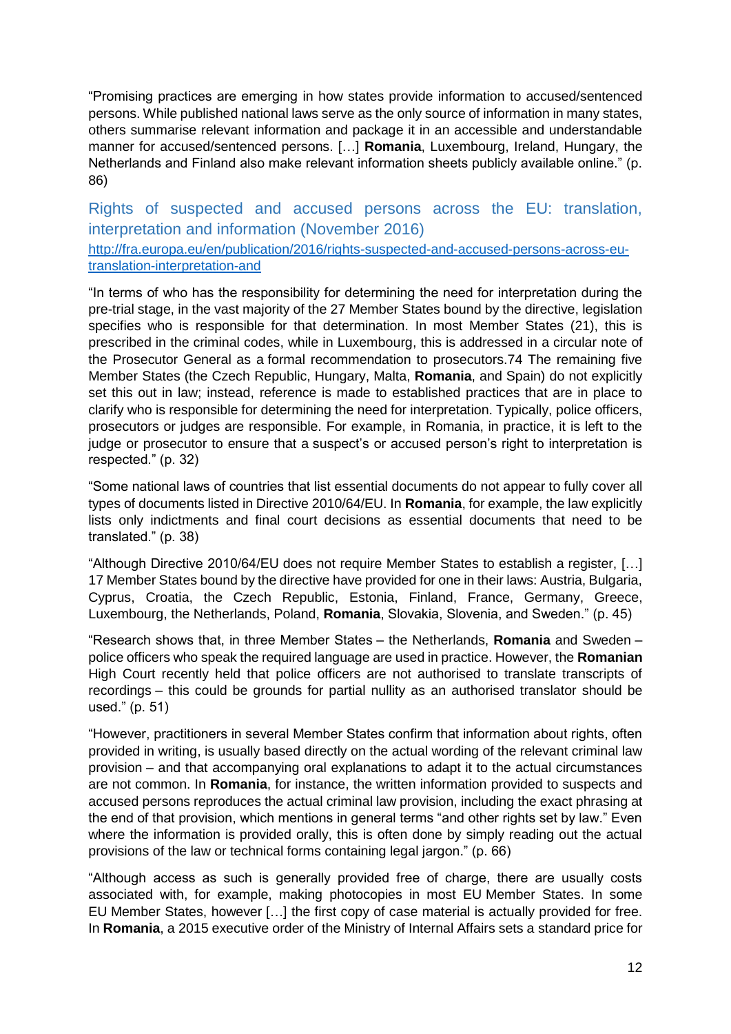"Promising practices are emerging in how states provide information to accused/sentenced persons. While published national laws serve as the only source of information in many states, others summarise relevant information and package it in an accessible and understandable manner for accused/sentenced persons. […] **Romania**, Luxembourg, Ireland, Hungary, the Netherlands and Finland also make relevant information sheets publicly available online." (p. 86)

## Rights of suspected and accused persons across the EU: translation, interpretation and information (November 2016)

[http://fra.europa.eu/en/publication/2016/rights-suspected-and-accused-persons-across-eu-translation-interpretation-and](http://fra.europa.eu/en/publication/2016/rights-suspected-and-accused-persons-across-eu-translation-interpretation-and)

"In terms of who has the responsibility for determining the need for interpretation during the pre-trial stage, in the vast majority of the 27 Member States bound by the directive, legislation specifies who is responsible for that determination. In most Member States (21), this is prescribed in the criminal codes, while in Luxembourg, this is addressed in a circular note of the Prosecutor General as a formal recommendation to prosecutors.74 The remaining five Member States (the Czech Republic, Hungary, Malta, **Romania**, and Spain) do not explicitly set this out in law; instead, reference is made to established practices that are in place to clarify who is responsible for determining the need for interpretation. Typically, police officers, prosecutors or judges are responsible. For example, in Romania, in practice, it is left to the judge or prosecutor to ensure that a suspect's or accused person's right to interpretation is respected." (p. 32)

"Some national laws of countries that list essential documents do not appear to fully cover all types of documents listed in Directive 2010/64/EU. In **Romania**, for example, the law explicitly lists only indictments and final court decisions as essential documents that need to be translated." (p. 38)

"Although Directive 2010/64/EU does not require Member States to establish a register, […] 17 Member States bound by the directive have provided for one in their laws: Austria, Bulgaria, Cyprus, Croatia, the Czech Republic, Estonia, Finland, France, Germany, Greece, Luxembourg, the Netherlands, Poland, **Romania**, Slovakia, Slovenia, and Sweden." (p. 45)

"Research shows that, in three Member States – the Netherlands, **Romania** and Sweden – police officers who speak the required language are used in practice. However, the **Romanian** High Court recently held that police officers are not authorised to translate transcripts of recordings – this could be grounds for partial nullity as an authorised translator should be used." (p. 51)

"However, practitioners in several Member States confirm that information about rights, often provided in writing, is usually based directly on the actual wording of the relevant criminal law provision – and that accompanying oral explanations to adapt it to the actual circumstances are not common. In **Romania**, for instance, the written information provided to suspects and accused persons reproduces the actual criminal law provision, including the exact phrasing at the end of that provision, which mentions in general terms "and other rights set by law." Even where the information is provided orally, this is often done by simply reading out the actual provisions of the law or technical forms containing legal jargon." (p. 66)

"Although access as such is generally provided free of charge, there are usually costs associated with, for example, making photocopies in most EU Member States. In some EU Member States, however […] the first copy of case material is actually provided for free. In **Romania**, a 2015 executive order of the Ministry of Internal Affairs sets a standard price for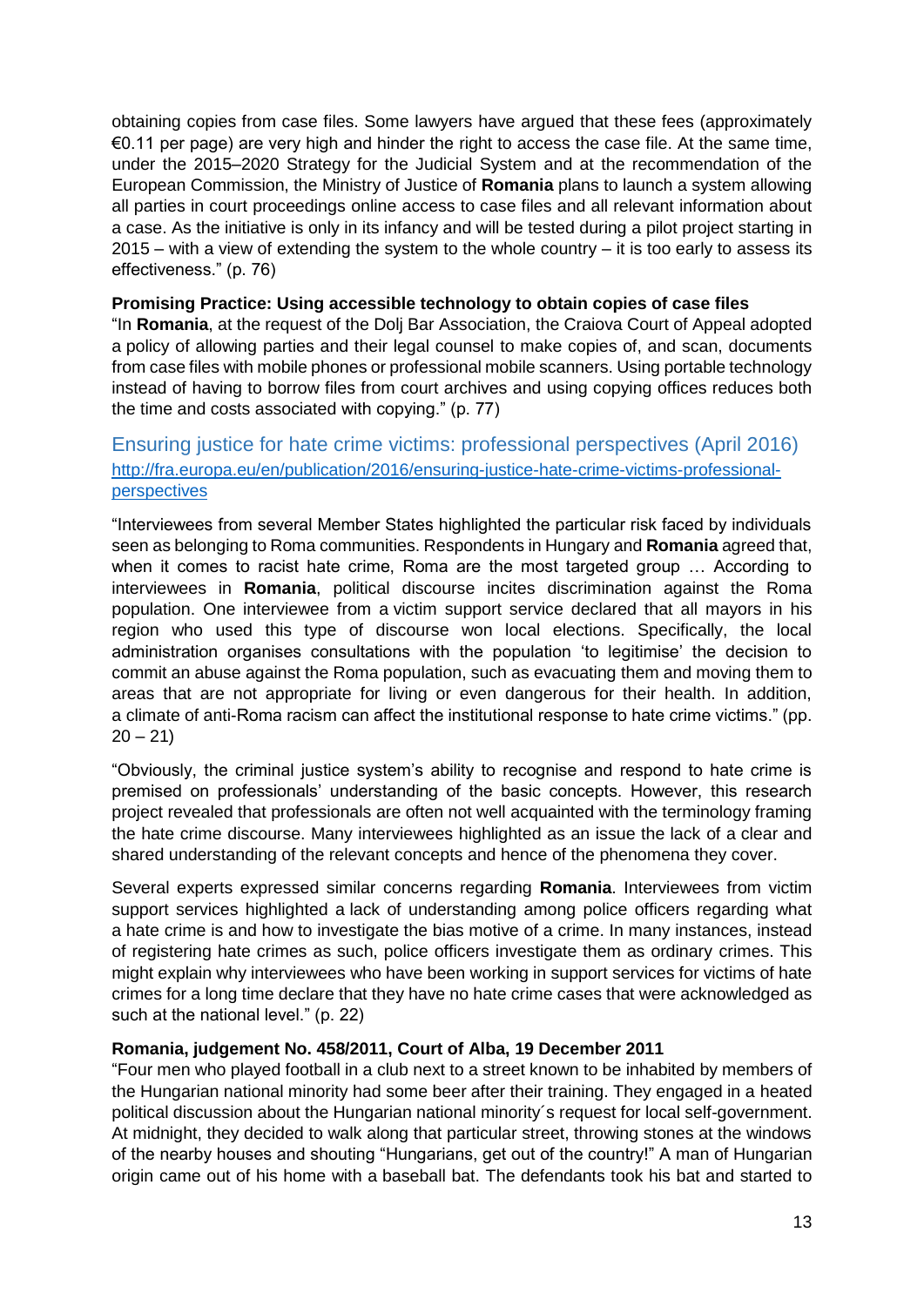obtaining copies from case files. Some lawyers have argued that these fees (approximately €0.11 per page) are very high and hinder the right to access the case file. At the same time, under the 2015–2020 Strategy for the Judicial System and at the recommendation of the European Commission, the Ministry of Justice of **Romania** plans to launch a system allowing all parties in court proceedings online access to case files and all relevant information about a case. As the initiative is only in its infancy and will be tested during a pilot project starting in 2015 – with a view of extending the system to the whole country – it is too early to assess its effectiveness." (p. 76)

**Promising Practice: Using accessible technology to obtain copies of case files**

"In **Romania**, at the request of the Dolj Bar Association, the Craiova Court of Appeal adopted a policy of allowing parties and their legal counsel to make copies of, and scan, documents from case files with mobile phones or professional mobile scanners. Using portable technology instead of having to borrow files from court archives and using copying offices reduces both the time and costs associated with copying." (p. 77)

## Ensuring justice for hate crime victims: professional perspectives (April 2016)

http://fra.europa.eu/en/publication/2016/ensuring-justice-hate-crime-victims-professional-perspectives

"Interviewees from several Member States highlighted the particular risk faced by individuals seen as belonging to Roma communities. Respondents in Hungary and **Romania** agreed that, when it comes to racist hate crime, Roma are the most targeted group … According to interviewees in **Romania**, political discourse incites discrimination against the Roma population. One interviewee from a victim support service declared that all mayors in his region who used this type of discourse won local elections. Specifically, the local administration organises consultations with the population 'to legitimise' the decision to commit an abuse against the Roma population, such as evacuating them and moving them to areas that are not appropriate for living or even dangerous for their health. In addition, a climate of anti-Roma racism can affect the institutional response to hate crime victims." (pp. 20 – 21)

"Obviously, the criminal justice system's ability to recognise and respond to hate crime is premised on professionals' understanding of the basic concepts. However, this research project revealed that professionals are often not well acquainted with the terminology framing the hate crime discourse. Many interviewees highlighted as an issue the lack of a clear and shared understanding of the relevant concepts and hence of the phenomena they cover.

Several experts expressed similar concerns regarding **Romania**. Interviewees from victim support services highlighted a lack of understanding among police officers regarding what a hate crime is and how to investigate the bias motive of a crime. In many instances, instead of registering hate crimes as such, police officers investigate them as ordinary crimes. This might explain why interviewees who have been working in support services for victims of hate crimes for a long time declare that they have no hate crime cases that were acknowledged as such at the national level." (p. 22)

**Romania, judgement No. 458/2011, Court of Alba, 19 December 2011**

"Four men who played football in a club next to a street known to be inhabited by members of the Hungarian national minority had some beer after their training. They engaged in a heated political discussion about the Hungarian national minority´s request for local self-government. At midnight, they decided to walk along that particular street, throwing stones at the windows of the nearby houses and shouting "Hungarians, get out of the country!" A man of Hungarian origin came out of his home with a baseball bat. The defendants took his bat and started to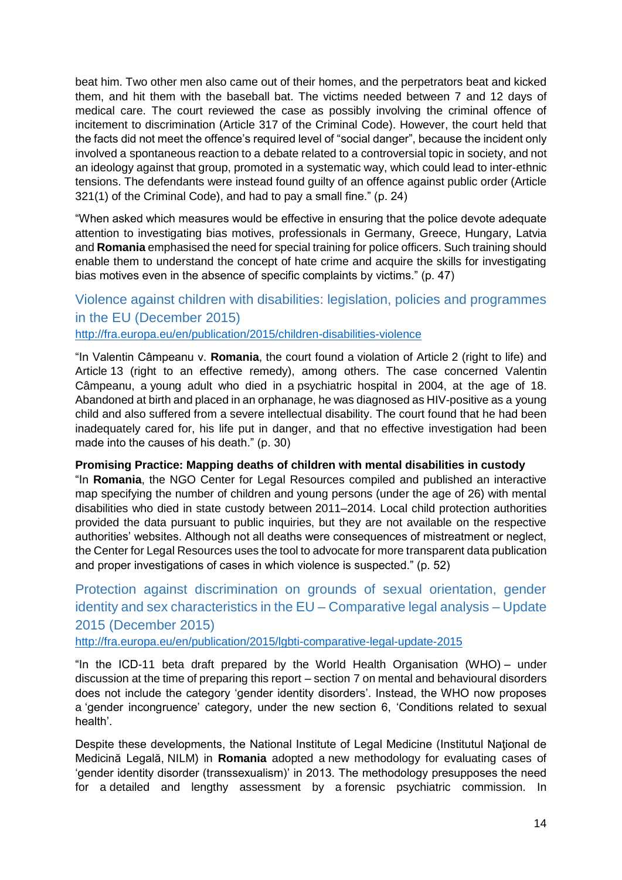beat him. Two other men also came out of their homes, and the perpetrators beat and kicked them, and hit them with the baseball bat. The victims needed between 7 and 12 days of medical care. The court reviewed the case as possibly involving the criminal offence of incitement to discrimination (Article 317 of the Criminal Code). However, the court held that the facts did not meet the offence's required level of "social danger", because the incident only involved a spontaneous reaction to a debate related to a controversial topic in society, and not an ideology against that group, promoted in a systematic way, which could lead to inter-ethnic tensions. The defendants were instead found guilty of an offence against public order (Article 321(1) of the Criminal Code), and had to pay a small fine." (p. 24)

"When asked which measures would be effective in ensuring that the police devote adequate attention to investigating bias motives, professionals in Germany, Greece, Hungary, Latvia and **Romania** emphasised the need for special training for police officers. Such training should enable them to understand the concept of hate crime and acquire the skills for investigating bias motives even in the absence of specific complaints by victims." (p. 47)

## Violence against children with disabilities: legislation, policies and programmes in the EU (December 2015)

http://fra.europa.eu/en/publication/2015/children-disabilities-violence

"In Valentin Câmpeanu v. **Romania**, the court found a violation of Article 2 (right to life) and Article 13 (right to an effective remedy), among others. The case concerned Valentin Câmpeanu, a young adult who died in a psychiatric hospital in 2004, at the age of 18. Abandoned at birth and placed in an orphanage, he was diagnosed as HIV-positive as a young child and also suffered from a severe intellectual disability. The court found that he had been inadequately cared for, his life put in danger, and that no effective investigation had been made into the causes of his death." (p. 30)

**Promising Practice: Mapping deaths of children with mental disabilities in custody**

"In **Romania**, the NGO Center for Legal Resources compiled and published an interactive map specifying the number of children and young persons (under the age of 26) with mental disabilities who died in state custody between 2011–2014. Local child protection authorities provided the data pursuant to public inquiries, but they are not available on the respective authorities' websites. Although not all deaths were consequences of mistreatment or neglect, the Center for Legal Resources uses the tool to advocate for more transparent data publication and proper investigations of cases in which violence is suspected." (p. 52)

## Protection against discrimination on grounds of sexual orientation, gender identity and sex characteristics in the EU – Comparative legal analysis – Update 2015 (December 2015)

http://fra.europa.eu/en/publication/2015/lgbti-comparative-legal-update-2015

"In the ICD-11 beta draft prepared by the World Health Organisation (WHO) – under discussion at the time of preparing this report – section 7 on mental and behavioural disorders does not include the category 'gender identity disorders'. Instead, the WHO now proposes a 'gender incongruence' category, under the new section 6, 'Conditions related to sexual health'.

Despite these developments, the National Institute of Legal Medicine (Institutul Naţional de Medicină Legală, NILM) in **Romania** adopted a new methodology for evaluating cases of 'gender identity disorder (transsexualism)' in 2013. The methodology presupposes the need for a detailed and lengthy assessment by a forensic psychiatric commission. In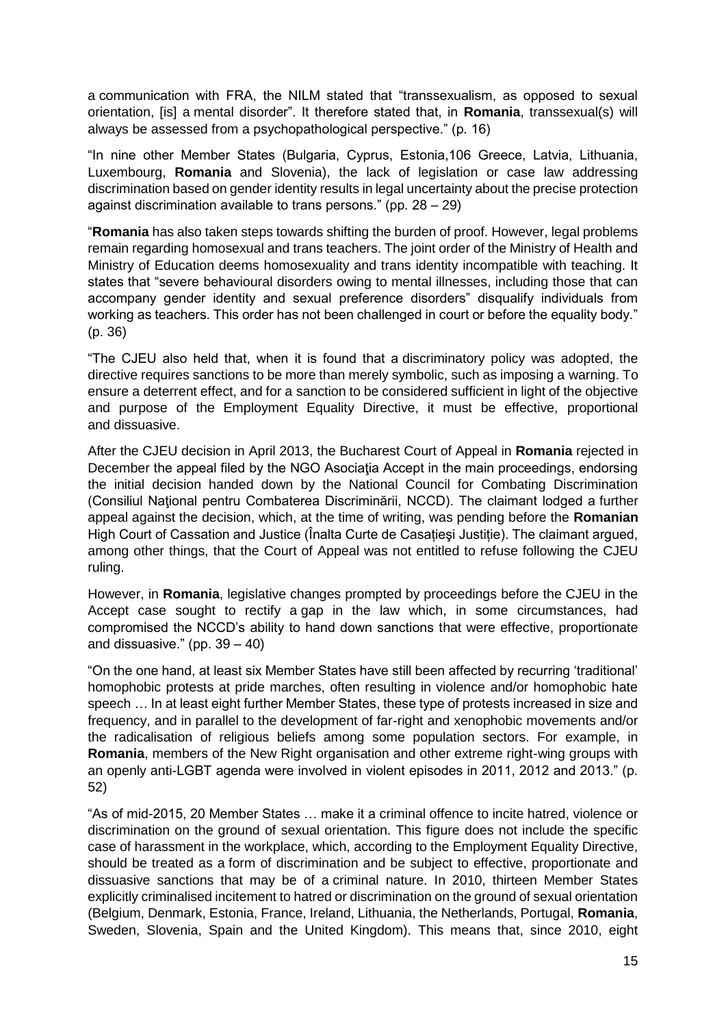a communication with FRA, the NILM stated that "transsexualism, as opposed to sexual orientation, [is] a mental disorder". It therefore stated that, in **Romania**, transsexual(s) will always be assessed from a psychopathological perspective." (p. 16)

"In nine other Member States (Bulgaria, Cyprus, Estonia,106 Greece, Latvia, Lithuania, Luxembourg, **Romania** and Slovenia), the lack of legislation or case law addressing discrimination based on gender identity results in legal uncertainty about the precise protection against discrimination available to trans persons." (pp. 28 – 29)

"**Romania** has also taken steps towards shifting the burden of proof. However, legal problems remain regarding homosexual and trans teachers. The joint order of the Ministry of Health and Ministry of Education deems homosexuality and trans identity incompatible with teaching. It states that "severe behavioural disorders owing to mental illnesses, including those that can accompany gender identity and sexual preference disorders" disqualify individuals from working as teachers. This order has not been challenged in court or before the equality body." (p. 36)

"The CJEU also held that, when it is found that a discriminatory policy was adopted, the directive requires sanctions to be more than merely symbolic, such as imposing a warning. To ensure a deterrent effect, and for a sanction to be considered sufficient in light of the objective and purpose of the Employment Equality Directive, it must be effective, proportional and dissuasive.

After the CJEU decision in April 2013, the Bucharest Court of Appeal in **Romania** rejected in December the appeal filed by the NGO Asociaţia Accept in the main proceedings, endorsing the initial decision handed down by the National Council for Combating Discrimination (Consiliul Naţional pentru Combaterea Discriminării, NCCD). The claimant lodged a further appeal against the decision, which, at the time of writing, was pending before the **Romanian** High Court of Cassation and Justice (Înalta Curte de Casațieşi Justiție). The claimant argued, among other things, that the Court of Appeal was not entitled to refuse following the CJEU ruling.

However, in **Romania**, legislative changes prompted by proceedings before the CJEU in the Accept case sought to rectify a gap in the law which, in some circumstances, had compromised the NCCD's ability to hand down sanctions that were effective, proportionate and dissuasive." (pp. 39 – 40)

"On the one hand, at least six Member States have still been affected by recurring 'traditional' homophobic protests at pride marches, often resulting in violence and/or homophobic hate speech … In at least eight further Member States, these type of protests increased in size and frequency, and in parallel to the development of far-right and xenophobic movements and/or the radicalisation of religious beliefs among some population sectors. For example, in **Romania**, members of the New Right organisation and other extreme right-wing groups with an openly anti-LGBT agenda were involved in violent episodes in 2011, 2012 and 2013." (p. 52)

"As of mid-2015, 20 Member States … make it a criminal offence to incite hatred, violence or discrimination on the ground of sexual orientation. This figure does not include the specific case of harassment in the workplace, which, according to the Employment Equality Directive, should be treated as a form of discrimination and be subject to effective, proportionate and dissuasive sanctions that may be of a criminal nature. In 2010, thirteen Member States explicitly criminalised incitement to hatred or discrimination on the ground of sexual orientation (Belgium, Denmark, Estonia, France, Ireland, Lithuania, the Netherlands, Portugal, **Romania**, Sweden, Slovenia, Spain and the United Kingdom). This means that, since 2010, eight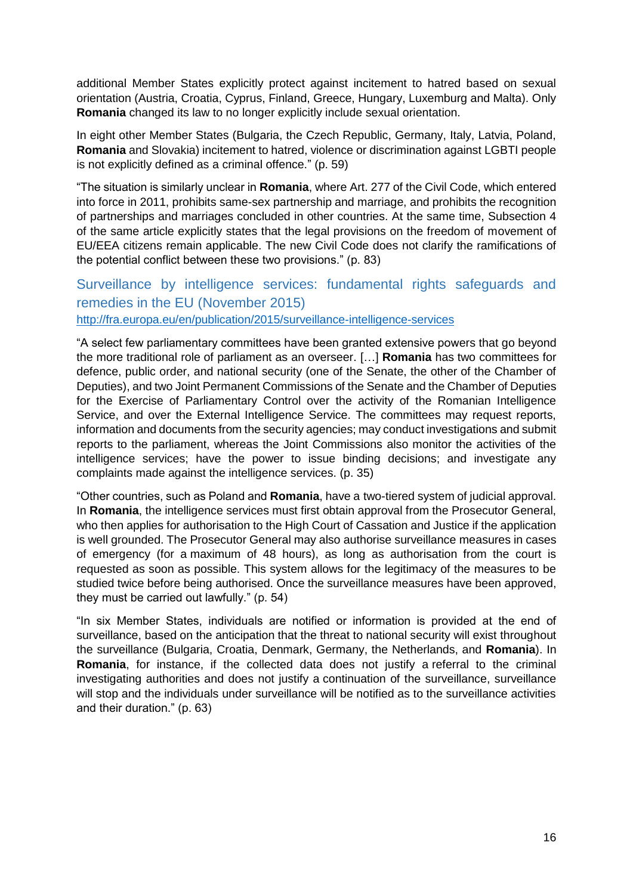additional Member States explicitly protect against incitement to hatred based on sexual orientation (Austria, Croatia, Cyprus, Finland, Greece, Hungary, Luxemburg and Malta). Only **Romania** changed its law to no longer explicitly include sexual orientation.

In eight other Member States (Bulgaria, the Czech Republic, Germany, Italy, Latvia, Poland, **Romania** and Slovakia) incitement to hatred, violence or discrimination against LGBTI people is not explicitly defined as a criminal offence." (p. 59)

"The situation is similarly unclear in **Romania**, where Art. 277 of the Civil Code, which entered into force in 2011, prohibits same-sex partnership and marriage, and prohibits the recognition of partnerships and marriages concluded in other countries. At the same time, Subsection 4 of the same article explicitly states that the legal provisions on the freedom of movement of EU/EEA citizens remain applicable. The new Civil Code does not clarify the ramifications of the potential conflict between these two provisions." (p. 83)

## Surveillance by intelligence services: fundamental rights safeguards and remedies in the EU (November 2015)

http://fra.europa.eu/en/publication/2015/surveillance-intelligence-services

"A select few parliamentary committees have been granted extensive powers that go beyond the more traditional role of parliament as an overseer. […] **Romania** has two committees for defence, public order, and national security (one of the Senate, the other of the Chamber of Deputies), and two Joint Permanent Commissions of the Senate and the Chamber of Deputies for the Exercise of Parliamentary Control over the activity of the Romanian Intelligence Service, and over the External Intelligence Service. The committees may request reports, information and documents from the security agencies; may conduct investigations and submit reports to the parliament, whereas the Joint Commissions also monitor the activities of the intelligence services; have the power to issue binding decisions; and investigate any complaints made against the intelligence services. (p. 35)

"Other countries, such as Poland and **Romania**, have a two-tiered system of judicial approval. In **Romania**, the intelligence services must first obtain approval from the Prosecutor General, who then applies for authorisation to the High Court of Cassation and Justice if the application is well grounded. The Prosecutor General may also authorise surveillance measures in cases of emergency (for a maximum of 48 hours), as long as authorisation from the court is requested as soon as possible. This system allows for the legitimacy of the measures to be studied twice before being authorised. Once the surveillance measures have been approved, they must be carried out lawfully." (p. 54)

"In six Member States, individuals are notified or information is provided at the end of surveillance, based on the anticipation that the threat to national security will exist throughout the surveillance (Bulgaria, Croatia, Denmark, Germany, the Netherlands, and **Romania**). In **Romania**, for instance, if the collected data does not justify a referral to the criminal investigating authorities and does not justify a continuation of the surveillance, surveillance will stop and the individuals under surveillance will be notified as to the surveillance activities and their duration." (p. 63)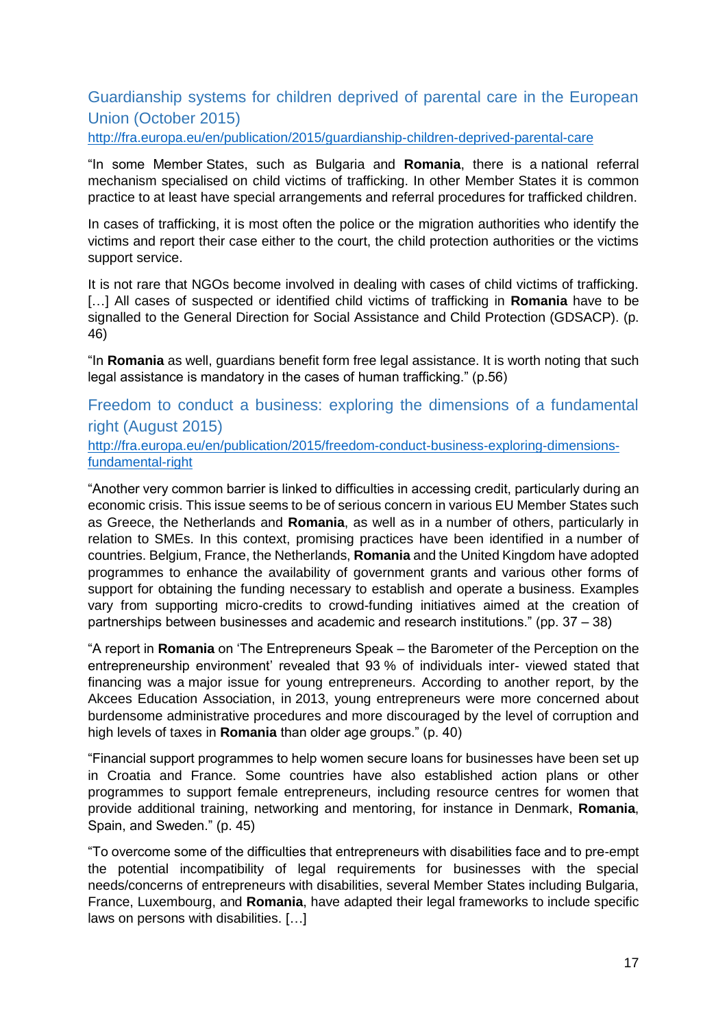## Guardianship systems for children deprived of parental care in the European Union (October 2015)

http://fra.europa.eu/en/publication/2015/guardianship-children-deprived-parental-care

"In some Member States, such as Bulgaria and **Romania**, there is a national referral mechanism specialised on child victims of trafficking. In other Member States it is common practice to at least have special arrangements and referral procedures for trafficked children.

In cases of trafficking, it is most often the police or the migration authorities who identify the victims and report their case either to the court, the child protection authorities or the victims support service.

It is not rare that NGOs become involved in dealing with cases of child victims of trafficking. […] All cases of suspected or identified child victims of trafficking in **Romania** have to be signalled to the General Direction for Social Assistance and Child Protection (GDSACP). (p. 46)

"In **Romania** as well, guardians benefit form free legal assistance. It is worth noting that such legal assistance is mandatory in the cases of human trafficking." (p.56)

## Freedom to conduct a business: exploring the dimensions of a fundamental right (August 2015)

http://fra.europa.eu/en/publication/2015/freedom-conduct-business-exploring-dimensions-fundamental-right

"Another very common barrier is linked to difficulties in accessing credit, particularly during an economic crisis. This issue seems to be of serious concern in various EU Member States such as Greece, the Netherlands and **Romania**, as well as in a number of others, particularly in relation to SMEs. In this context, promising practices have been identified in a number of countries. Belgium, France, the Netherlands, **Romania** and the United Kingdom have adopted programmes to enhance the availability of government grants and various other forms of support for obtaining the funding necessary to establish and operate a business. Examples vary from supporting micro-credits to crowd-funding initiatives aimed at the creation of partnerships between businesses and academic and research institutions." (pp. 37 – 38)

"A report in **Romania** on 'The Entrepreneurs Speak – the Barometer of the Perception on the entrepreneurship environment' revealed that 93 % of individuals inter- viewed stated that financing was a major issue for young entrepreneurs. According to another report, by the Akcees Education Association, in 2013, young entrepreneurs were more concerned about burdensome administrative procedures and more discouraged by the level of corruption and high levels of taxes in **Romania** than older age groups." (p. 40)

"Financial support programmes to help women secure loans for businesses have been set up in Croatia and France. Some countries have also established action plans or other programmes to support female entrepreneurs, including resource centres for women that provide additional training, networking and mentoring, for instance in Denmark, **Romania**, Spain, and Sweden." (p. 45)

"To overcome some of the difficulties that entrepreneurs with disabilities face and to pre-empt the potential incompatibility of legal requirements for businesses with the special needs/concerns of entrepreneurs with disabilities, several Member States including Bulgaria, France, Luxembourg, and **Romania**, have adapted their legal frameworks to include specific laws on persons with disabilities. […]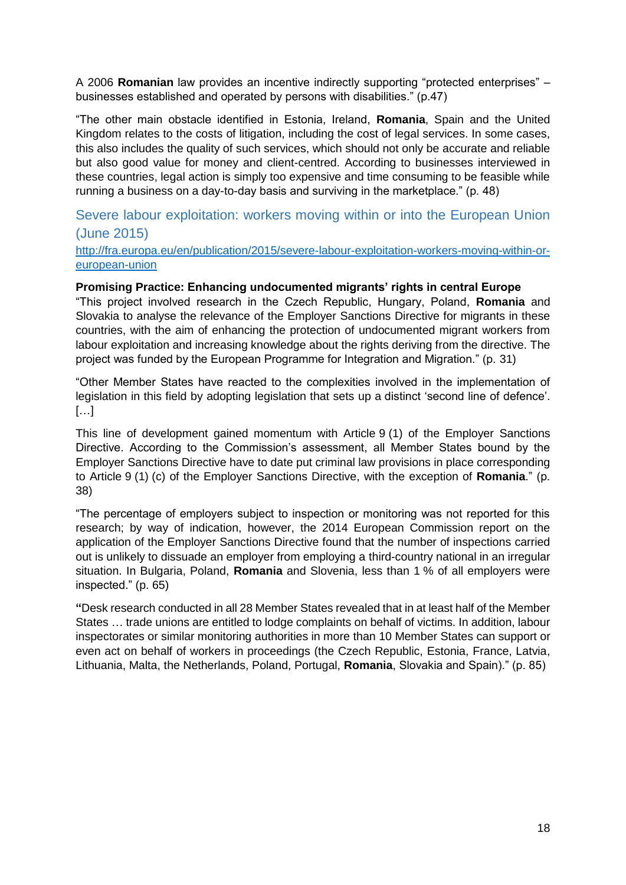A 2006 **Romanian** law provides an incentive indirectly supporting "protected enterprises" – businesses established and operated by persons with disabilities." (p.47)

"The other main obstacle identified in Estonia, Ireland, **Romania**, Spain and the United Kingdom relates to the costs of litigation, including the cost of legal services. In some cases, this also includes the quality of such services, which should not only be accurate and reliable but also good value for money and client-centred. According to businesses interviewed in these countries, legal action is simply too expensive and time consuming to be feasible while running a business on a day-to-day basis and surviving in the marketplace." (p. 48)

## Severe labour exploitation: workers moving within or into the European Union (June 2015)

http://fra.europa.eu/en/publication/2015/severe-labour-exploitation-workers-moving-within-or-european-union

**Promising Practice: Enhancing undocumented migrants' rights in central Europe**

"This project involved research in the Czech Republic, Hungary, Poland, **Romania** and Slovakia to analyse the relevance of the Employer Sanctions Directive for migrants in these countries, with the aim of enhancing the protection of undocumented migrant workers from labour exploitation and increasing knowledge about the rights deriving from the directive. The project was funded by the European Programme for Integration and Migration." (p. 31)

"Other Member States have reacted to the complexities involved in the implementation of legislation in this field by adopting legislation that sets up a distinct 'second line of defence'. […]

This line of development gained momentum with Article 9 (1) of the Employer Sanctions Directive. According to the Commission's assessment, all Member States bound by the Employer Sanctions Directive have to date put criminal law provisions in place corresponding to Article 9 (1) (c) of the Employer Sanctions Directive, with the exception of **Romania**." (p. 38)

"The percentage of employers subject to inspection or monitoring was not reported for this research; by way of indication, however, the 2014 European Commission report on the application of the Employer Sanctions Directive found that the number of inspections carried out is unlikely to dissuade an employer from employing a third-country national in an irregular situation. In Bulgaria, Poland, **Romania** and Slovenia, less than 1 % of all employers were inspected." (p. 65)

"Desk research conducted in all 28 Member States revealed that in at least half of the Member States … trade unions are entitled to lodge complaints on behalf of victims. In addition, labour inspectorates or similar monitoring authorities in more than 10 Member States can support or even act on behalf of workers in proceedings (the Czech Republic, Estonia, France, Latvia, Lithuania, Malta, the Netherlands, Poland, Portugal, **Romania**, Slovakia and Spain)." (p. 85)